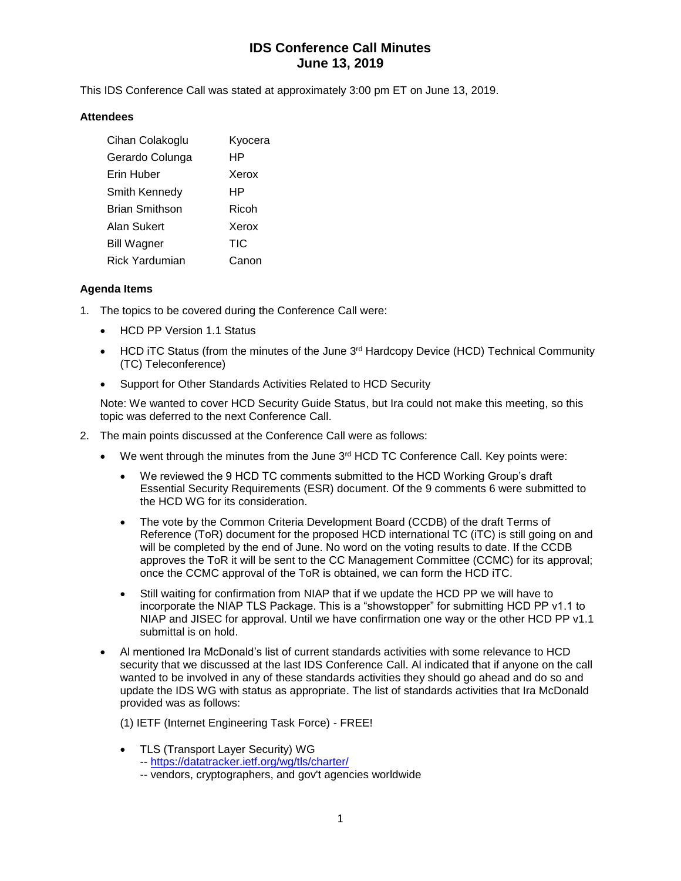# IDS Conference Call Minutes
# June 13, 2019

This IDS Conference Call was stated at approximately 3:00 pm ET on June 13, 2019.

### Attendees

| | |
|---|---|
| Cihan Colakoglu | Kyocera |
| Gerardo Colunga | HP |
| Erin Huber | Xerox |
| Smith Kennedy | HP |
| Brian Smithson | Ricoh |
| Alan Sukert | Xerox |
| Bill Wagner | TIC |
| Rick Yardumian | Canon |

### Agenda Items

1. The topics to be covered during the Conference Call were:

   - HCD PP Version 1.1 Status
   - HCD iTC Status (from the minutes of the June 3rd Hardcopy Device (HCD) Technical Community (TC) Teleconference)
   - Support for Other Standards Activities Related to HCD Security

   Note: We wanted to cover HCD Security Guide Status, but Ira could not make this meeting, so this topic was deferred to the next Conference Call.

2. The main points discussed at the Conference Call were as follows:

   - We went through the minutes from the June 3rd HCD TC Conference Call. Key points were:
     - We reviewed the 9 HCD TC comments submitted to the HCD Working Group's draft Essential Security Requirements (ESR) document. Of the 9 comments 6 were submitted to the HCD WG for its consideration.
     - The vote by the Common Criteria Development Board (CCDB) of the draft Terms of Reference (ToR) document for the proposed HCD international TC (iTC) is still going on and will be completed by the end of June. No word on the voting results to date. If the CCDB approves the ToR it will be sent to the CC Management Committee (CCMC) for its approval; once the CCMC approval of the ToR is obtained, we can form the HCD iTC.
     - Still waiting for confirmation from NIAP that if we update the HCD PP we will have to incorporate the NIAP TLS Package. This is a "showstopper" for submitting HCD PP v1.1 to NIAP and JISEC for approval. Until we have confirmation one way or the other HCD PP v1.1 submittal is on hold.
   - Al mentioned Ira McDonald's list of current standards activities with some relevance to HCD security that we discussed at the last IDS Conference Call. Al indicated that if anyone on the call wanted to be involved in any of these standards activities they should go ahead and do so and update the IDS WG with status as appropriate. The list of standards activities that Ira McDonald provided was as follows:

     (1) IETF (Internet Engineering Task Force) - FREE!

     - TLS (Transport Layer Security) WG
       -- https://datatracker.ietf.org/wg/tls/charter/
       -- vendors, cryptographers, and gov't agencies worldwide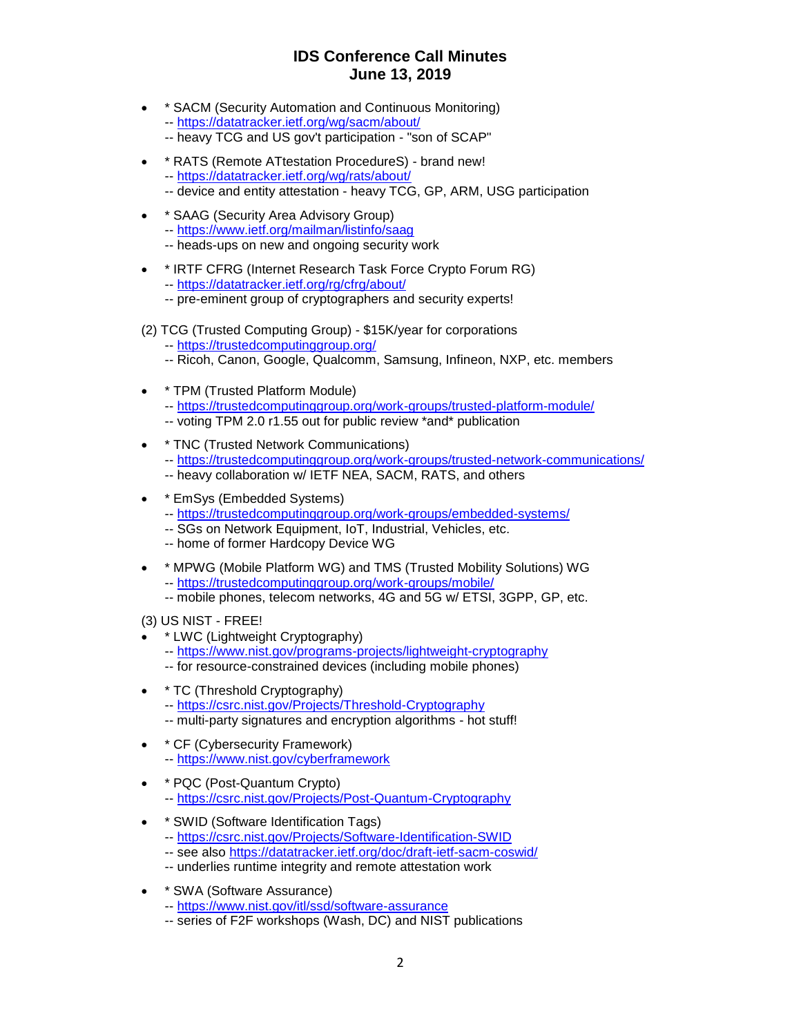# IDS Conference Call Minutes
# June 13, 2019

- * SACM (Security Automation and Continuous Monitoring)
  -- https://datatracker.ietf.org/wg/sacm/about/
  -- heavy TCG and US gov't participation - "son of SCAP"

- * RATS (Remote ATtestation ProcedureS) - brand new!
  -- https://datatracker.ietf.org/wg/rats/about/
  -- device and entity attestation - heavy TCG, GP, ARM, USG participation

- * SAAG (Security Area Advisory Group)
  -- https://www.ietf.org/mailman/listinfo/saag
  -- heads-ups on new and ongoing security work

- * IRTF CFRG (Internet Research Task Force Crypto Forum RG)
  -- https://datatracker.ietf.org/rg/cfrg/about/
  -- pre-eminent group of cryptographers and security experts!

(2) TCG (Trusted Computing Group) - $15K/year for corporations
  -- https://trustedcomputinggroup.org/
  -- Ricoh, Canon, Google, Qualcomm, Samsung, Infineon, NXP, etc. members

- * TPM (Trusted Platform Module)
  -- https://trustedcomputinggroup.org/work-groups/trusted-platform-module/
  -- voting TPM 2.0 r1.55 out for public review *and* publication

- * TNC (Trusted Network Communications)
  -- https://trustedcomputinggroup.org/work-groups/trusted-network-communications/
  -- heavy collaboration w/ IETF NEA, SACM, RATS, and others

- * EmSys (Embedded Systems)
  -- https://trustedcomputinggroup.org/work-groups/embedded-systems/
  -- SGs on Network Equipment, IoT, Industrial, Vehicles, etc.
  -- home of former Hardcopy Device WG

- * MPWG (Mobile Platform WG) and TMS (Trusted Mobility Solutions) WG
  -- https://trustedcomputinggroup.org/work-groups/mobile/
  -- mobile phones, telecom networks, 4G and 5G w/ ETSI, 3GPP, GP, etc.

(3) US NIST - FREE!

- * LWC (Lightweight Cryptography)
  -- https://www.nist.gov/programs-projects/lightweight-cryptography
  -- for resource-constrained devices (including mobile phones)

- * TC (Threshold Cryptography)
  -- https://csrc.nist.gov/Projects/Threshold-Cryptography
  -- multi-party signatures and encryption algorithms - hot stuff!

- * CF (Cybersecurity Framework)
  -- https://www.nist.gov/cyberframework

- * PQC (Post-Quantum Crypto)
  -- https://csrc.nist.gov/Projects/Post-Quantum-Cryptography

- * SWID (Software Identification Tags)
  -- https://csrc.nist.gov/Projects/Software-Identification-SWID
  -- see also https://datatracker.ietf.org/doc/draft-ietf-sacm-coswid/
  -- underlies runtime integrity and remote attestation work

- * SWA (Software Assurance)
  -- https://www.nist.gov/itl/ssd/software-assurance
  -- series of F2F workshops (Wash, DC) and NIST publications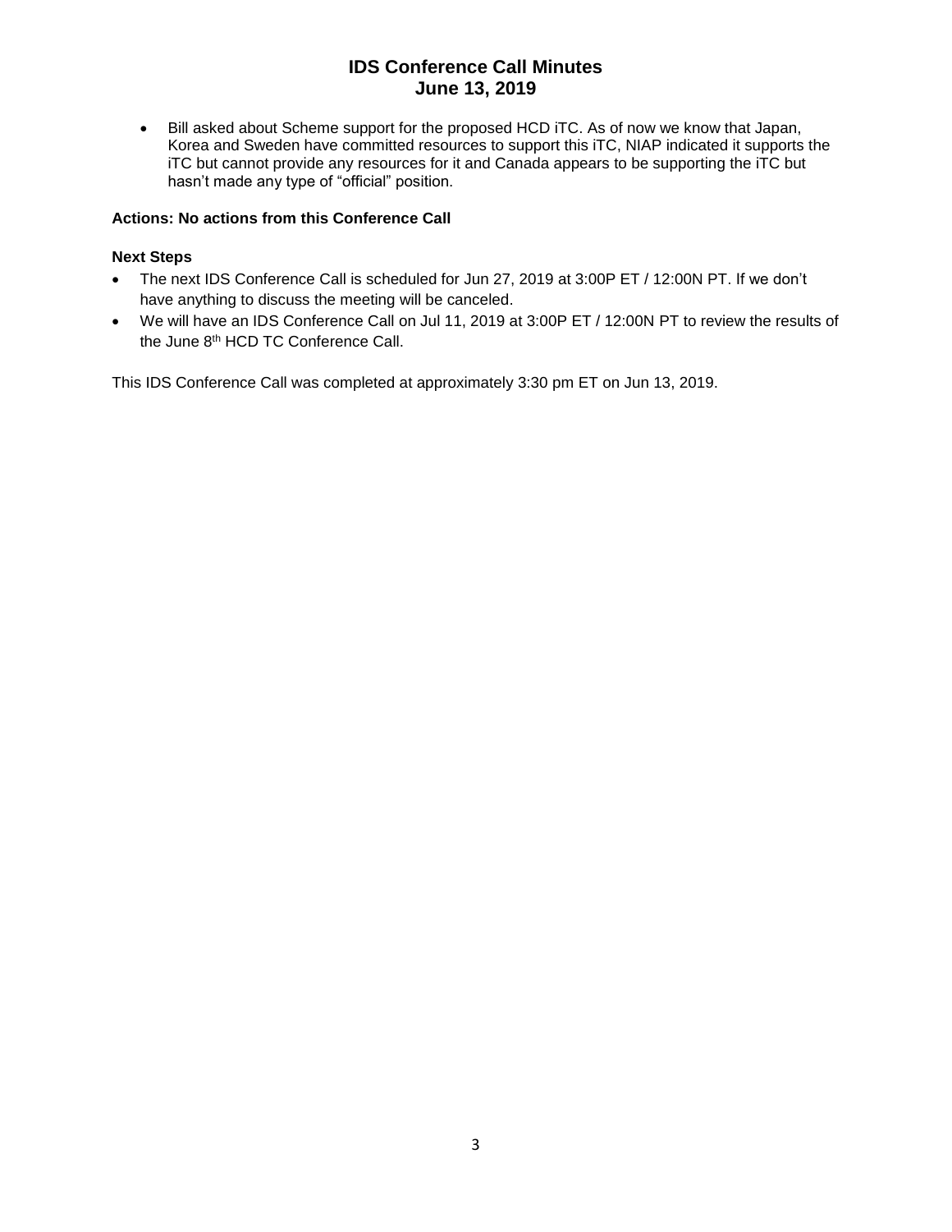- Bill asked about Scheme support for the proposed HCD iTC. As of now we know that Japan, Korea and Sweden have committed resources to support this iTC, NIAP indicated it supports the iTC but cannot provide any resources for it and Canada appears to be supporting the iTC but hasn't made any type of "official" position.

**Actions: No actions from this Conference Call**

**Next Steps**

- The next IDS Conference Call is scheduled for Jun 27, 2019 at 3:00P ET / 12:00N PT. If we don't have anything to discuss the meeting will be canceled.
- We will have an IDS Conference Call on Jul 11, 2019 at 3:00P ET / 12:00N PT to review the results of the June 8th HCD TC Conference Call.

This IDS Conference Call was completed at approximately 3:30 pm ET on Jun 13, 2019.